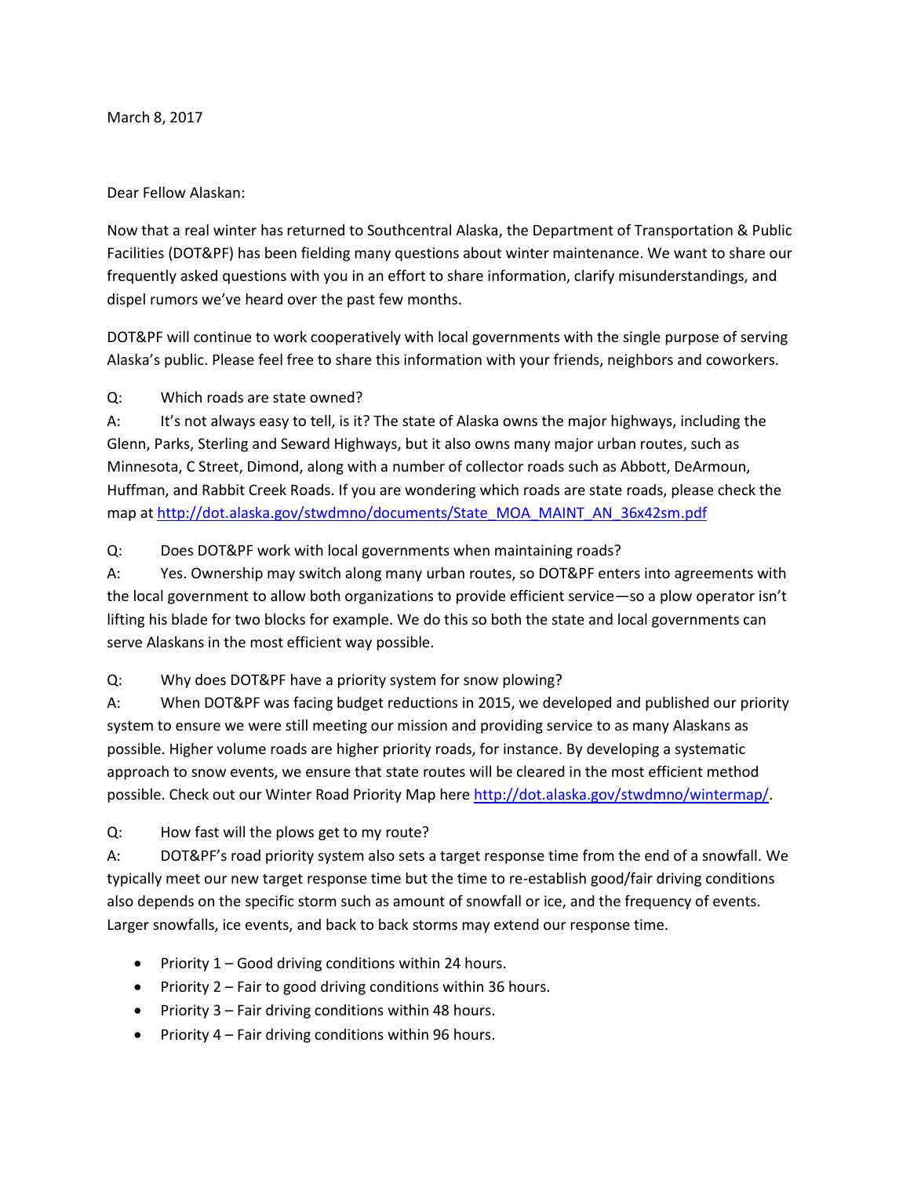March 8, 2017

Dear Fellow Alaskan:

Now that a real winter has returned to Southcentral Alaska, the Department of Transportation & Public Facilities (DOT&PF) has been fielding many questions about winter maintenance. We want to share our frequently asked questions with you in an effort to share information, clarify misunderstandings, and dispel rumors we've heard over the past few months.

DOT&PF will continue to work cooperatively with local governments with the single purpose of serving Alaska's public. Please feel free to share this information with your friends, neighbors and coworkers.

Q: Which roads are state owned?

A: It's not always easy to tell, is it? The state of Alaska owns the major highways, including the Glenn, Parks, Sterling and Seward Highways, but it also owns many major urban routes, such as Minnesota, C Street, Dimond, along with a number of collector roads such as Abbott, DeArmoun, Huffman, and Rabbit Creek Roads. If you are wondering which roads are state roads, please check the map at http://dot.alaska.gov/stwdmno/documents/State_MOA_MAINT_AN_36x42sm.pdf

Q: Does DOT&PF work with local governments when maintaining roads?

A: Yes. Ownership may switch along many urban routes, so DOT&PF enters into agreements with the local government to allow both organizations to provide efficient service—so a plow operator isn't lifting his blade for two blocks for example. We do this so both the state and local governments can serve Alaskans in the most efficient way possible.

Q: Why does DOT&PF have a priority system for snow plowing?

A: When DOT&PF was facing budget reductions in 2015, we developed and published our priority system to ensure we were still meeting our mission and providing service to as many Alaskans as possible. Higher volume roads are higher priority roads, for instance. By developing a systematic approach to snow events, we ensure that state routes will be cleared in the most efficient method possible. Check out our Winter Road Priority Map here http://dot.alaska.gov/stwdmno/wintermap/.

Q: How fast will the plows get to my route?

A: DOT&PF's road priority system also sets a target response time from the end of a snowfall. We typically meet our new target response time but the time to re-establish good/fair driving conditions also depends on the specific storm such as amount of snowfall or ice, and the frequency of events. Larger snowfalls, ice events, and back to back storms may extend our response time.

- Priority 1 – Good driving conditions within 24 hours.
- Priority 2 – Fair to good driving conditions within 36 hours.
- Priority 3 – Fair driving conditions within 48 hours.
- Priority 4 – Fair driving conditions within 96 hours.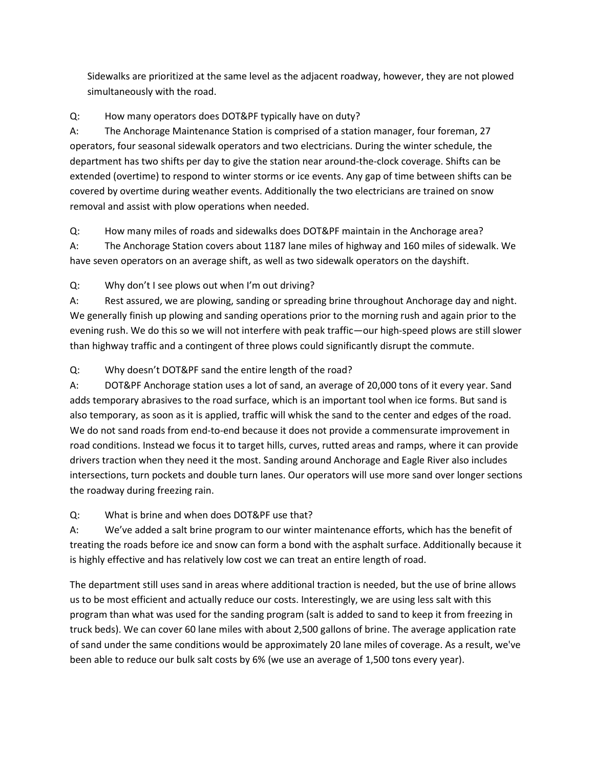Sidewalks are prioritized at the same level as the adjacent roadway, however, they are not plowed simultaneously with the road.

Q: How many operators does DOT&PF typically have on duty?

A: The Anchorage Maintenance Station is comprised of a station manager, four foreman, 27 operators, four seasonal sidewalk operators and two electricians. During the winter schedule, the department has two shifts per day to give the station near around-the-clock coverage. Shifts can be extended (overtime) to respond to winter storms or ice events. Any gap of time between shifts can be covered by overtime during weather events. Additionally the two electricians are trained on snow removal and assist with plow operations when needed.

Q: How many miles of roads and sidewalks does DOT&PF maintain in the Anchorage area?

A: The Anchorage Station covers about 1187 lane miles of highway and 160 miles of sidewalk. We have seven operators on an average shift, as well as two sidewalk operators on the dayshift.

Q: Why don't I see plows out when I'm out driving?

A: Rest assured, we are plowing, sanding or spreading brine throughout Anchorage day and night. We generally finish up plowing and sanding operations prior to the morning rush and again prior to the evening rush. We do this so we will not interfere with peak traffic—our high-speed plows are still slower than highway traffic and a contingent of three plows could significantly disrupt the commute.

Q: Why doesn't DOT&PF sand the entire length of the road?

A: DOT&PF Anchorage station uses a lot of sand, an average of 20,000 tons of it every year. Sand adds temporary abrasives to the road surface, which is an important tool when ice forms. But sand is also temporary, as soon as it is applied, traffic will whisk the sand to the center and edges of the road. We do not sand roads from end-to-end because it does not provide a commensurate improvement in road conditions. Instead we focus it to target hills, curves, rutted areas and ramps, where it can provide drivers traction when they need it the most. Sanding around Anchorage and Eagle River also includes intersections, turn pockets and double turn lanes. Our operators will use more sand over longer sections the roadway during freezing rain.

Q: What is brine and when does DOT&PF use that?

A: We've added a salt brine program to our winter maintenance efforts, which has the benefit of treating the roads before ice and snow can form a bond with the asphalt surface. Additionally because it is highly effective and has relatively low cost we can treat an entire length of road.

The department still uses sand in areas where additional traction is needed, but the use of brine allows us to be most efficient and actually reduce our costs. Interestingly, we are using less salt with this program than what was used for the sanding program (salt is added to sand to keep it from freezing in truck beds). We can cover 60 lane miles with about 2,500 gallons of brine. The average application rate of sand under the same conditions would be approximately 20 lane miles of coverage. As a result, we've been able to reduce our bulk salt costs by 6% (we use an average of 1,500 tons every year).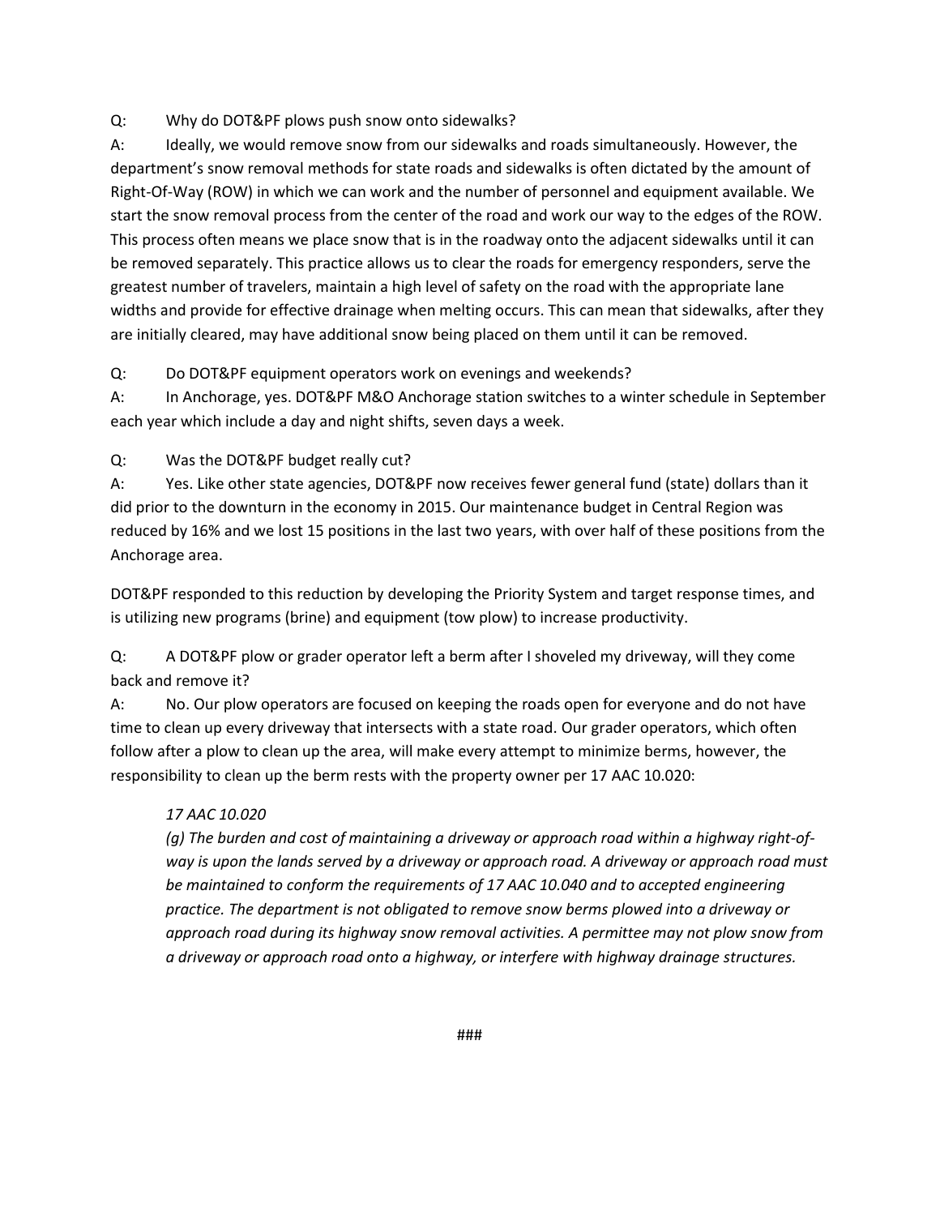Q: Why do DOT&PF plows push snow onto sidewalks?

A: Ideally, we would remove snow from our sidewalks and roads simultaneously. However, the department's snow removal methods for state roads and sidewalks is often dictated by the amount of Right-Of-Way (ROW) in which we can work and the number of personnel and equipment available. We start the snow removal process from the center of the road and work our way to the edges of the ROW. This process often means we place snow that is in the roadway onto the adjacent sidewalks until it can be removed separately. This practice allows us to clear the roads for emergency responders, serve the greatest number of travelers, maintain a high level of safety on the road with the appropriate lane widths and provide for effective drainage when melting occurs. This can mean that sidewalks, after they are initially cleared, may have additional snow being placed on them until it can be removed.

Q: Do DOT&PF equipment operators work on evenings and weekends?

A: In Anchorage, yes. DOT&PF M&O Anchorage station switches to a winter schedule in September each year which include a day and night shifts, seven days a week.

Q: Was the DOT&PF budget really cut?

A: Yes. Like other state agencies, DOT&PF now receives fewer general fund (state) dollars than it did prior to the downturn in the economy in 2015. Our maintenance budget in Central Region was reduced by 16% and we lost 15 positions in the last two years, with over half of these positions from the Anchorage area.

DOT&PF responded to this reduction by developing the Priority System and target response times, and is utilizing new programs (brine) and equipment (tow plow) to increase productivity.

Q: A DOT&PF plow or grader operator left a berm after I shoveled my driveway, will they come back and remove it?

A: No. Our plow operators are focused on keeping the roads open for everyone and do not have time to clean up every driveway that intersects with a state road. Our grader operators, which often follow after a plow to clean up the area, will make every attempt to minimize berms, however, the responsibility to clean up the berm rests with the property owner per 17 AAC 10.020:

> *17 AAC 10.020*
>
> *(g) The burden and cost of maintaining a driveway or approach road within a highway right-of-way is upon the lands served by a driveway or approach road. A driveway or approach road must be maintained to conform the requirements of 17 AAC 10.040 and to accepted engineering practice. The department is not obligated to remove snow berms plowed into a driveway or approach road during its highway snow removal activities. A permittee may not plow snow from a driveway or approach road onto a highway, or interfere with highway drainage structures.*

###